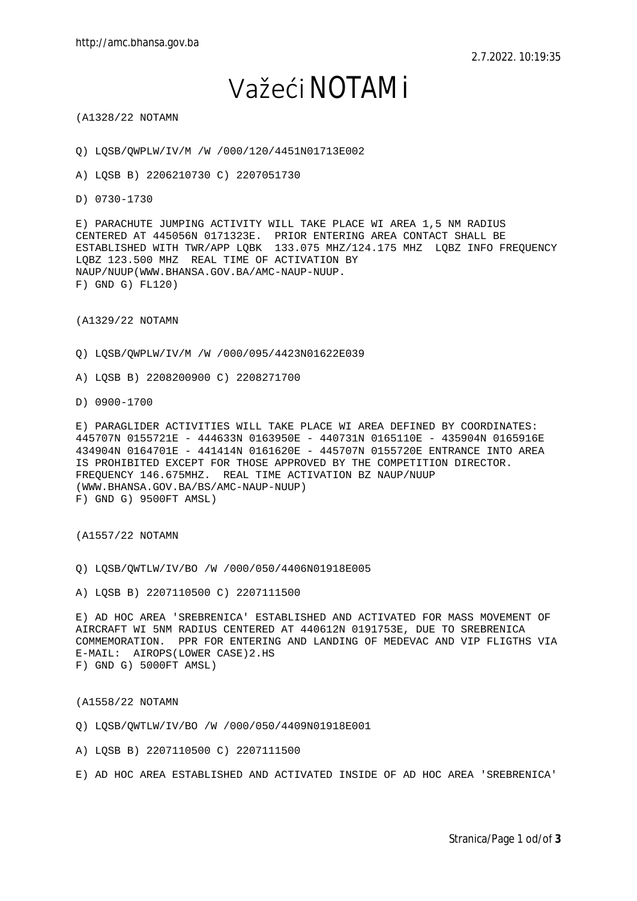# Važeći NOTAMi

(A1328/22 NOTAMN

Q) LQSB/QWPLW/IV/M /W /000/120/4451N01713E002

A) LQSB B) 2206210730 C) 2207051730

D) 0730-1730

E) PARACHUTE JUMPING ACTIVITY WILL TAKE PLACE WI AREA 1,5 NM RADIUS CENTERED AT 445056N 0171323E. PRIOR ENTERING AREA CONTACT SHALL BE ESTABLISHED WITH TWR/APP LQBK 133.075 MHZ/124.175 MHZ LQBZ INFO FREQUENCY LQBZ 123.500 MHZ REAL TIME OF ACTIVATION BY NAUP/NUUP(WWW.BHANSA.GOV.BA/AMC-NAUP-NUUP.
F) GND G) FL120)

(A1329/22 NOTAMN

Q) LQSB/QWPLW/IV/M /W /000/095/4423N01622E039

A) LQSB B) 2208200900 C) 2208271700

D) 0900-1700

E) PARAGLIDER ACTIVITIES WILL TAKE PLACE WI AREA DEFINED BY COORDINATES: 445707N 0155721E - 444633N 0163950E - 440731N 0165110E - 435904N 0165916E 434904N 0164701E - 441414N 0161620E - 445707N 0155720E ENTRANCE INTO AREA IS PROHIBITED EXCEPT FOR THOSE APPROVED BY THE COMPETITION DIRECTOR. FREQUENCY 146.675MHZ. REAL TIME ACTIVATION BZ NAUP/NUUP (WWW.BHANSA.GOV.BA/BS/AMC-NAUP-NUUP)
F) GND G) 9500FT AMSL)

(A1557/22 NOTAMN

Q) LQSB/QWTLW/IV/BO /W /000/050/4406N01918E005

A) LQSB B) 2207110500 C) 2207111500

E) AD HOC AREA 'SREBRENICA' ESTABLISHED AND ACTIVATED FOR MASS MOVEMENT OF AIRCRAFT WI 5NM RADIUS CENTERED AT 440612N 0191753E, DUE TO SREBRENICA COMMEMORATION. PPR FOR ENTERING AND LANDING OF MEDEVAC AND VIP FLIGTHS VIA E-MAIL: AIROPS(LOWER CASE)2.HS
F) GND G) 5000FT AMSL)

(A1558/22 NOTAMN

Q) LQSB/QWTLW/IV/BO /W /000/050/4409N01918E001

A) LQSB B) 2207110500 C) 2207111500

E) AD HOC AREA ESTABLISHED AND ACTIVATED INSIDE OF AD HOC AREA 'SREBRENICA'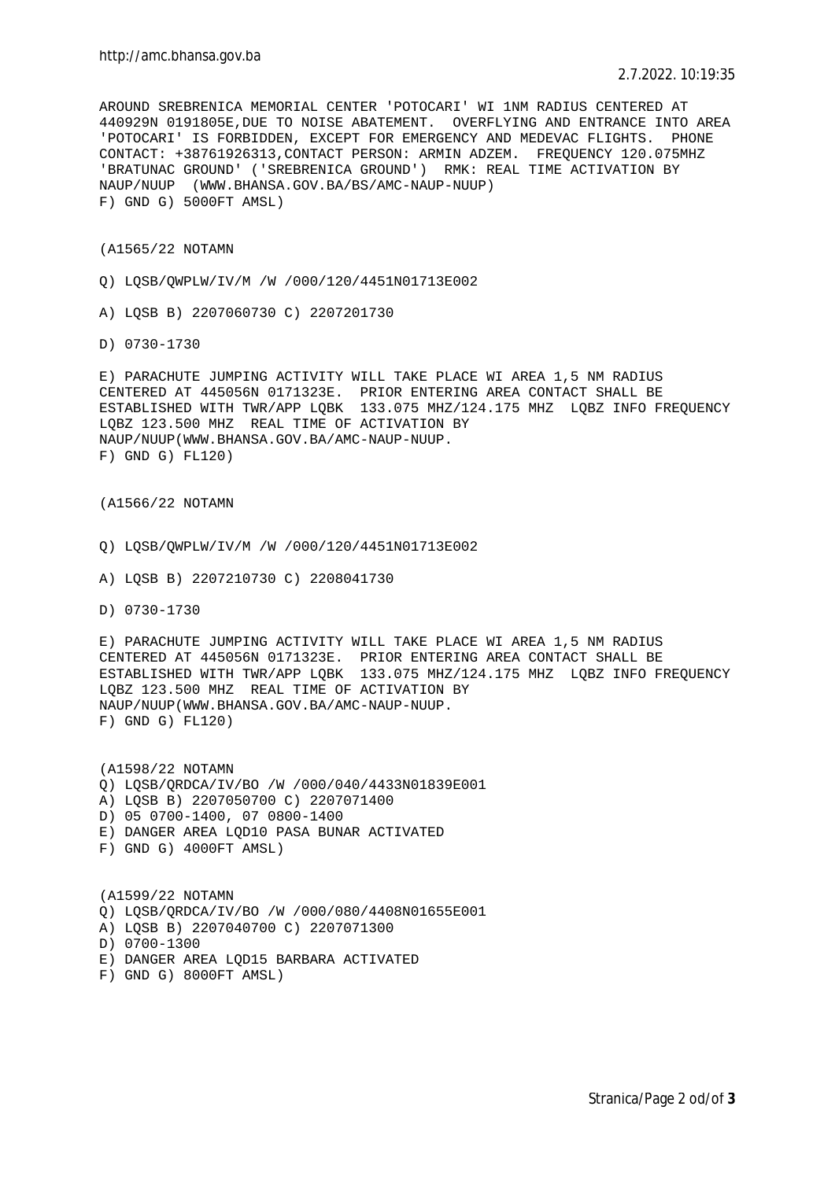AROUND SREBRENICA MEMORIAL CENTER 'POTOCARI' WI 1NM RADIUS CENTERED AT 440929N 0191805E,DUE TO NOISE ABATEMENT. OVERFLYING AND ENTRANCE INTO AREA 'POTOCARI' IS FORBIDDEN, EXCEPT FOR EMERGENCY AND MEDEVAC FLIGHTS. PHONE CONTACT: +38761926313,CONTACT PERSON: ARMIN ADZEM. FREQUENCY 120.075MHZ 'BRATUNAC GROUND' ('SREBRENICA GROUND') RMK: REAL TIME ACTIVATION BY NAUP/NUUP (WWW.BHANSA.GOV.BA/BS/AMC-NAUP-NUUP)
F) GND G) 5000FT AMSL)

(A1565/22 NOTAMN

Q) LQSB/QWPLW/IV/M /W /000/120/4451N01713E002

A) LQSB B) 2207060730 C) 2207201730

D) 0730-1730

E) PARACHUTE JUMPING ACTIVITY WILL TAKE PLACE WI AREA 1,5 NM RADIUS CENTERED AT 445056N 0171323E. PRIOR ENTERING AREA CONTACT SHALL BE ESTABLISHED WITH TWR/APP LQBK 133.075 MHZ/124.175 MHZ LQBZ INFO FREQUENCY LQBZ 123.500 MHZ REAL TIME OF ACTIVATION BY NAUP/NUUP(WWW.BHANSA.GOV.BA/AMC-NAUP-NUUP.
F) GND G) FL120)

(A1566/22 NOTAMN

Q) LQSB/QWPLW/IV/M /W /000/120/4451N01713E002

A) LQSB B) 2207210730 C) 2208041730

D) 0730-1730

E) PARACHUTE JUMPING ACTIVITY WILL TAKE PLACE WI AREA 1,5 NM RADIUS CENTERED AT 445056N 0171323E. PRIOR ENTERING AREA CONTACT SHALL BE ESTABLISHED WITH TWR/APP LQBK 133.075 MHZ/124.175 MHZ LQBZ INFO FREQUENCY LQBZ 123.500 MHZ REAL TIME OF ACTIVATION BY NAUP/NUUP(WWW.BHANSA.GOV.BA/AMC-NAUP-NUUP.
F) GND G) FL120)

(A1598/22 NOTAMN
Q) LQSB/QRDCA/IV/BO /W /000/040/4433N01839E001
A) LQSB B) 2207050700 C) 2207071400
D) 05 0700-1400, 07 0800-1400
E) DANGER AREA LQD10 PASA BUNAR ACTIVATED
F) GND G) 4000FT AMSL)

(A1599/22 NOTAMN
Q) LQSB/QRDCA/IV/BO /W /000/080/4408N01655E001
A) LQSB B) 2207040700 C) 2207071300
D) 0700-1300
E) DANGER AREA LQD15 BARBARA ACTIVATED
F) GND G) 8000FT AMSL)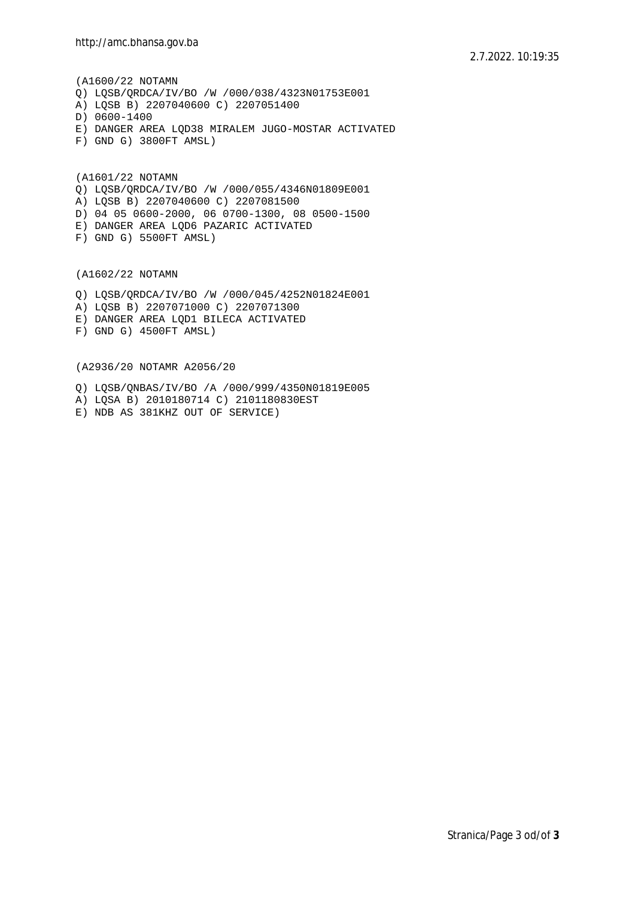(A1600/22 NOTAMN
Q) LQSB/QRDCA/IV/BO /W /000/038/4323N01753E001
A) LQSB B) 2207040600 C) 2207051400
D) 0600-1400
E) DANGER AREA LQD38 MIRALEM JUGO-MOSTAR ACTIVATED
F) GND G) 3800FT AMSL)

(A1601/22 NOTAMN
Q) LQSB/QRDCA/IV/BO /W /000/055/4346N01809E001
A) LQSB B) 2207040600 C) 2207081500
D) 04 05 0600-2000, 06 0700-1300, 08 0500-1500
E) DANGER AREA LQD6 PAZARIC ACTIVATED
F) GND G) 5500FT AMSL)

(A1602/22 NOTAMN

Q) LQSB/QRDCA/IV/BO /W /000/045/4252N01824E001
A) LQSB B) 2207071000 C) 2207071300
E) DANGER AREA LQD1 BILECA ACTIVATED
F) GND G) 4500FT AMSL)

(A2936/20 NOTAMR A2056/20

Q) LQSB/QNBAS/IV/BO /A /000/999/4350N01819E005
A) LQSA B) 2010180714 C) 2101180830EST
E) NDB AS 381KHZ OUT OF SERVICE)